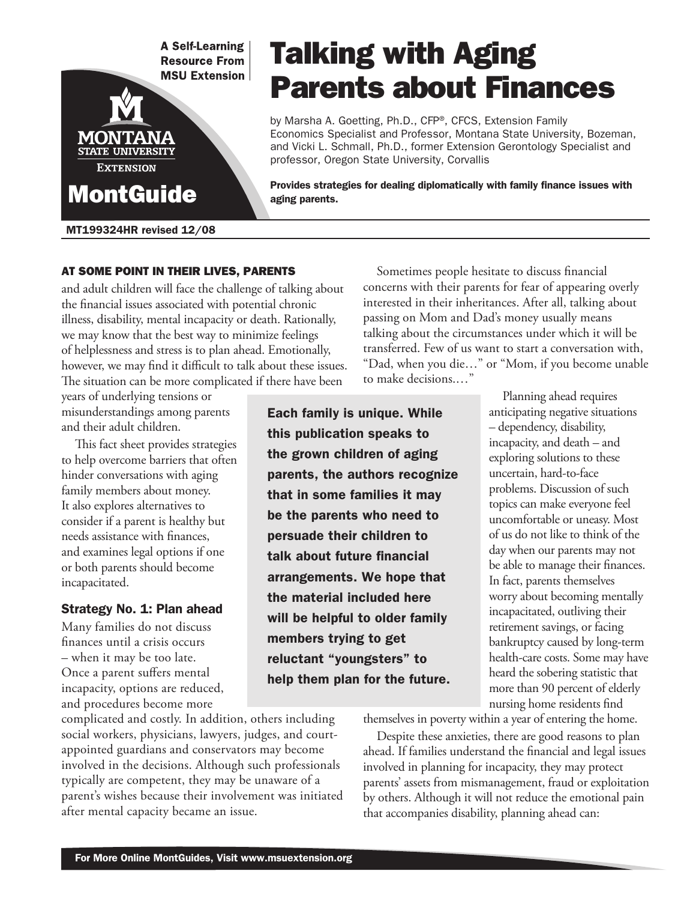A Self-Learning Resource From MSU Extension

MontGuide

MT199324HR revised 12/08

# Talking with Aging Parents about Finances

by Marsha A. Goetting, Ph.D., CFP®, CFCS, Extension Family Economics Specialist and Professor, Montana State University, Bozeman, and Vicki L. Schmall, Ph.D., former Extension Gerontology Specialist and professor, Oregon State University, Corvallis

**Provides strategies for dealing diplomatically with family finance issues with aging parents.**

**AT SOME POINT IN THEIR LIVES, PARENTS** and adult children will face the challenge of talking about the financial issues associated with potential chronic illness, disability, mental incapacity or death. Rationally, we may know that the best way to minimize feelings of helplessness and stress is to plan ahead. Emotionally, however, we may find it difficult to talk about these issues. The situation can be more complicated if there have been years of underlying tensions or misunderstandings among parents and their adult children.

This fact sheet provides strategies to help overcome barriers that often hinder conversations with aging family members about money. It also explores alternatives to consider if a parent is healthy but needs assistance with finances, and examines legal options if one or both parents should become incapacitated.

**Each family is unique. While this publication speaks to the grown children of aging parents, the authors recognize that in some families it may be the parents who need to persuade their children to talk about future financial arrangements. We hope that the material included here will be helpful to older family members trying to get reluctant "youngsters" to help them plan for the future.**

## Strategy No. 1: Plan ahead

Many families do not discuss finances until a crisis occurs – when it may be too late. Once a parent suffers mental incapacity, options are reduced, and procedures become more complicated and costly. In addition, others including social workers, physicians, lawyers, judges, and court-appointed guardians and conservators may become involved in the decisions. Although such professionals typically are competent, they may be unaware of a parent's wishes because their involvement was initiated after mental capacity became an issue.

Sometimes people hesitate to discuss financial concerns with their parents for fear of appearing overly interested in their inheritances. After all, talking about passing on Mom and Dad's money usually means talking about the circumstances under which it will be transferred. Few of us want to start a conversation with, "Dad, when you die…" or "Mom, if you become unable to make decisions.…"

Planning ahead requires anticipating negative situations – dependency, disability, incapacity, and death – and exploring solutions to these uncertain, hard-to-face problems. Discussion of such topics can make everyone feel uncomfortable or uneasy. Most of us do not like to think of the day when our parents may not be able to manage their finances. In fact, parents themselves worry about becoming mentally incapacitated, outliving their retirement savings, or facing bankruptcy caused by long-term health-care costs. Some may have heard the sobering statistic that more than 90 percent of elderly nursing home residents find themselves in poverty within a year of entering the home.

Despite these anxieties, there are good reasons to plan ahead. If families understand the financial and legal issues involved in planning for incapacity, they may protect parents' assets from mismanagement, fraud or exploitation by others. Although it will not reduce the emotional pain that accompanies disability, planning ahead can: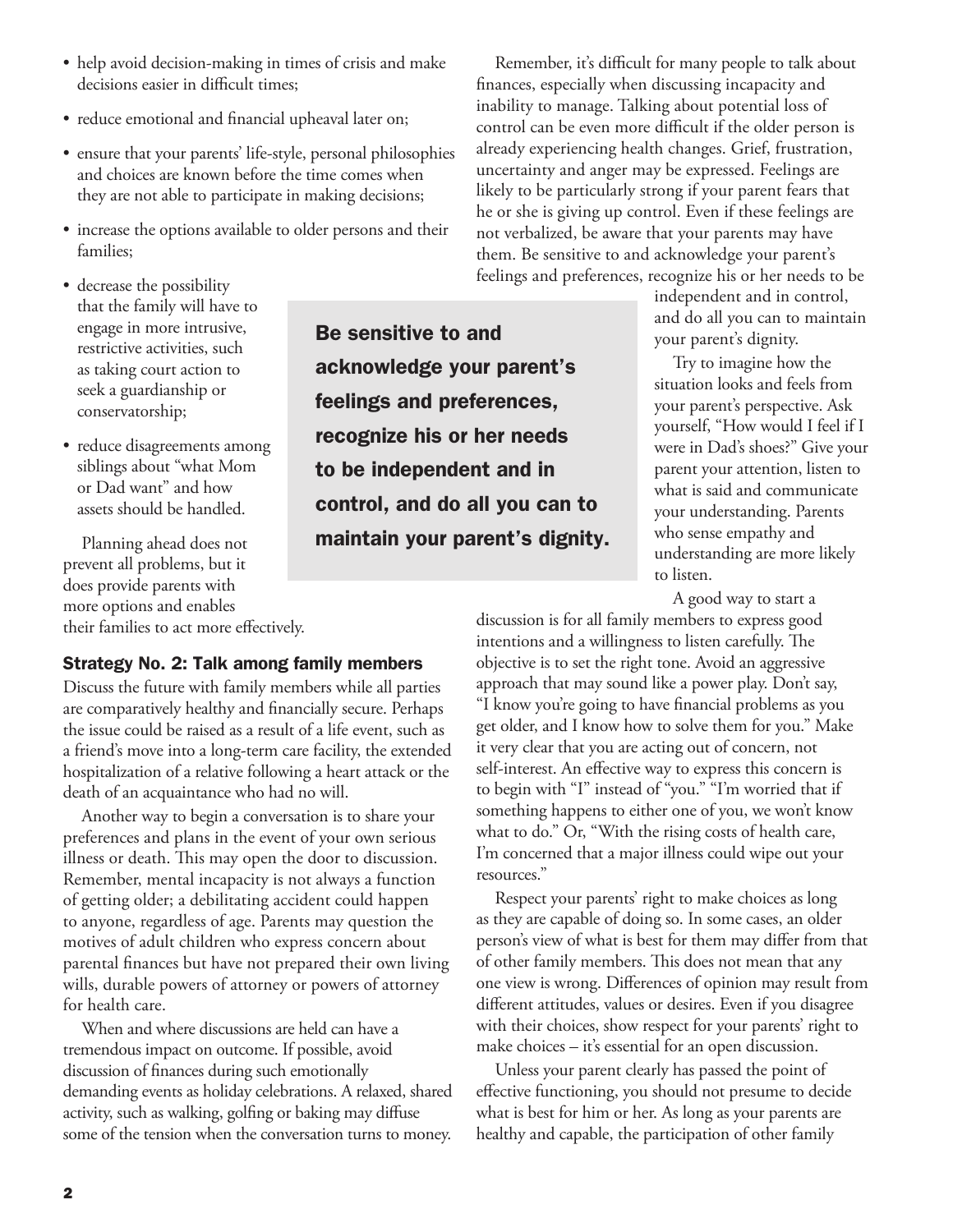- help avoid decision-making in times of crisis and make decisions easier in difficult times;
- reduce emotional and financial upheaval later on;
- ensure that your parents' life-style, personal philosophies and choices are known before the time comes when they are not able to participate in making decisions;
- increase the options available to older persons and their families;
- decrease the possibility that the family will have to engage in more intrusive, restrictive activities, such as taking court action to seek a guardianship or conservatorship;
- reduce disagreements among siblings about "what Mom or Dad want" and how assets should be handled.

Planning ahead does not prevent all problems, but it does provide parents with more options and enables their families to act more effectively.

### Strategy No. 2: Talk among family members

Discuss the future with family members while all parties are comparatively healthy and financially secure. Perhaps the issue could be raised as a result of a life event, such as a friend's move into a long-term care facility, the extended hospitalization of a relative following a heart attack or the death of an acquaintance who had no will.

Another way to begin a conversation is to share your preferences and plans in the event of your own serious illness or death. This may open the door to discussion. Remember, mental incapacity is not always a function of getting older; a debilitating accident could happen to anyone, regardless of age. Parents may question the motives of adult children who express concern about parental finances but have not prepared their own living wills, durable powers of attorney or powers of attorney for health care.

When and where discussions are held can have a tremendous impact on outcome. If possible, avoid discussion of finances during such emotionally demanding events as holiday celebrations. A relaxed, shared activity, such as walking, golfing or baking may diffuse some of the tension when the conversation turns to money.

Remember, it's difficult for many people to talk about finances, especially when discussing incapacity and inability to manage. Talking about potential loss of control can be even more difficult if the older person is already experiencing health changes. Grief, frustration, uncertainty and anger may be expressed. Feelings are likely to be particularly strong if your parent fears that he or she is giving up control. Even if these feelings are not verbalized, be aware that your parents may have them. Be sensitive to and acknowledge your parent's feelings and preferences, recognize his or her needs to be independent and in control, and do all you can to maintain your parent's dignity.

**Be sensitive to and acknowledge your parent's feelings and preferences, recognize his or her needs to be independent and in control, and do all you can to maintain your parent's dignity.**

Try to imagine how the situation looks and feels from your parent's perspective. Ask yourself, "How would I feel if I were in Dad's shoes?" Give your parent your attention, listen to what is said and communicate your understanding. Parents who sense empathy and understanding are more likely to listen.

A good way to start a discussion is for all family members to express good intentions and a willingness to listen carefully. The objective is to set the right tone. Avoid an aggressive approach that may sound like a power play. Don't say, "I know you're going to have financial problems as you get older, and I know how to solve them for you." Make it very clear that you are acting out of concern, not self-interest. An effective way to express this concern is to begin with "I" instead of "you." "I'm worried that if something happens to either one of you, we won't know what to do." Or, "With the rising costs of health care, I'm concerned that a major illness could wipe out your resources."

Respect your parents' right to make choices as long as they are capable of doing so. In some cases, an older person's view of what is best for them may differ from that of other family members. This does not mean that any one view is wrong. Differences of opinion may result from different attitudes, values or desires. Even if you disagree with their choices, show respect for your parents' right to make choices – it's essential for an open discussion.

Unless your parent clearly has passed the point of effective functioning, you should not presume to decide what is best for him or her. As long as your parents are healthy and capable, the participation of other family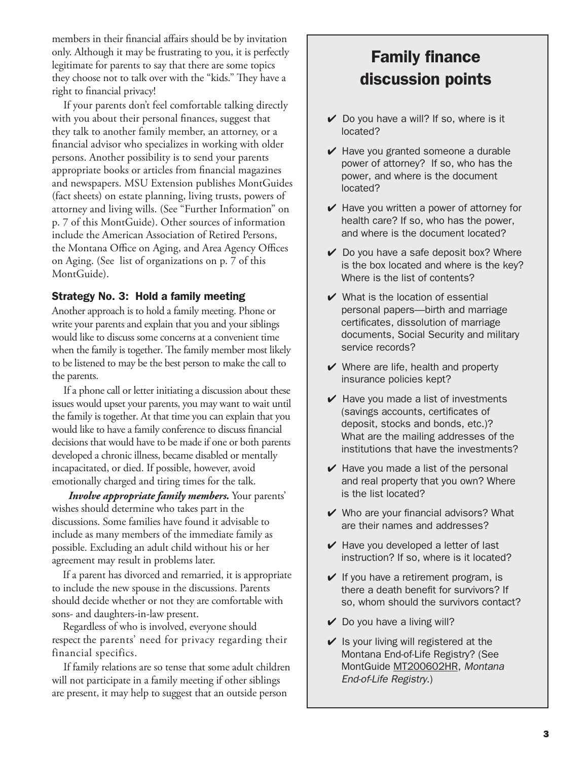members in their financial affairs should be by invitation only. Although it may be frustrating to you, it is perfectly legitimate for parents to say that there are some topics they choose not to talk over with the "kids." They have a right to financial privacy!

If your parents don't feel comfortable talking directly with you about their personal finances, suggest that they talk to another family member, an attorney, or a financial advisor who specializes in working with older persons. Another possibility is to send your parents appropriate books or articles from financial magazines and newspapers. MSU Extension publishes MontGuides (fact sheets) on estate planning, living trusts, powers of attorney and living wills. (See "Further Information" on p. 7 of this MontGuide). Other sources of information include the American Association of Retired Persons, the Montana Office on Aging, and Area Agency Offices on Aging. (See list of organizations on p. 7 of this MontGuide).

### Strategy No. 3: Hold a family meeting

Another approach is to hold a family meeting. Phone or write your parents and explain that you and your siblings would like to discuss some concerns at a convenient time when the family is together. The family member most likely to be listened to may be the best person to make the call to the parents.

If a phone call or letter initiating a discussion about these issues would upset your parents, you may want to wait until the family is together. At that time you can explain that you would like to have a family conference to discuss financial decisions that would have to be made if one or both parents developed a chronic illness, became disabled or mentally incapacitated, or died. If possible, however, avoid emotionally charged and tiring times for the talk.

***Involve appropriate family members.*** Your parents' wishes should determine who takes part in the discussions. Some families have found it advisable to include as many members of the immediate family as possible. Excluding an adult child without his or her agreement may result in problems later.

If a parent has divorced and remarried, it is appropriate to include the new spouse in the discussions. Parents should decide whether or not they are comfortable with sons- and daughters-in-law present.

Regardless of who is involved, everyone should respect the parents' need for privacy regarding their financial specifics.

If family relations are so tense that some adult children will not participate in a family meeting if other siblings are present, it may help to suggest that an outside person

## Family finance discussion points

- ✔ Do you have a will? If so, where is it located?
- ✔ Have you granted someone a durable power of attorney? If so, who has the power, and where is the document located?
- ✔ Have you written a power of attorney for health care? If so, who has the power, and where is the document located?
- ✔ Do you have a safe deposit box? Where is the box located and where is the key? Where is the list of contents?
- ✔ What is the location of essential personal papers—birth and marriage certificates, dissolution of marriage documents, Social Security and military service records?
- ✔ Where are life, health and property insurance policies kept?
- ✔ Have you made a list of investments (savings accounts, certificates of deposit, stocks and bonds, etc.)? What are the mailing addresses of the institutions that have the investments?
- ✔ Have you made a list of the personal and real property that you own? Where is the list located?
- ✔ Who are your financial advisors? What are their names and addresses?
- ✔ Have you developed a letter of last instruction? If so, where is it located?
- ✔ If you have a retirement program, is there a death benefit for survivors? If so, whom should the survivors contact?
- ✔ Do you have a living will?
- ✔ Is your living will registered at the Montana End-of-Life Registry? (See MontGuide MT200602HR, *Montana End-of-Life Registry.*)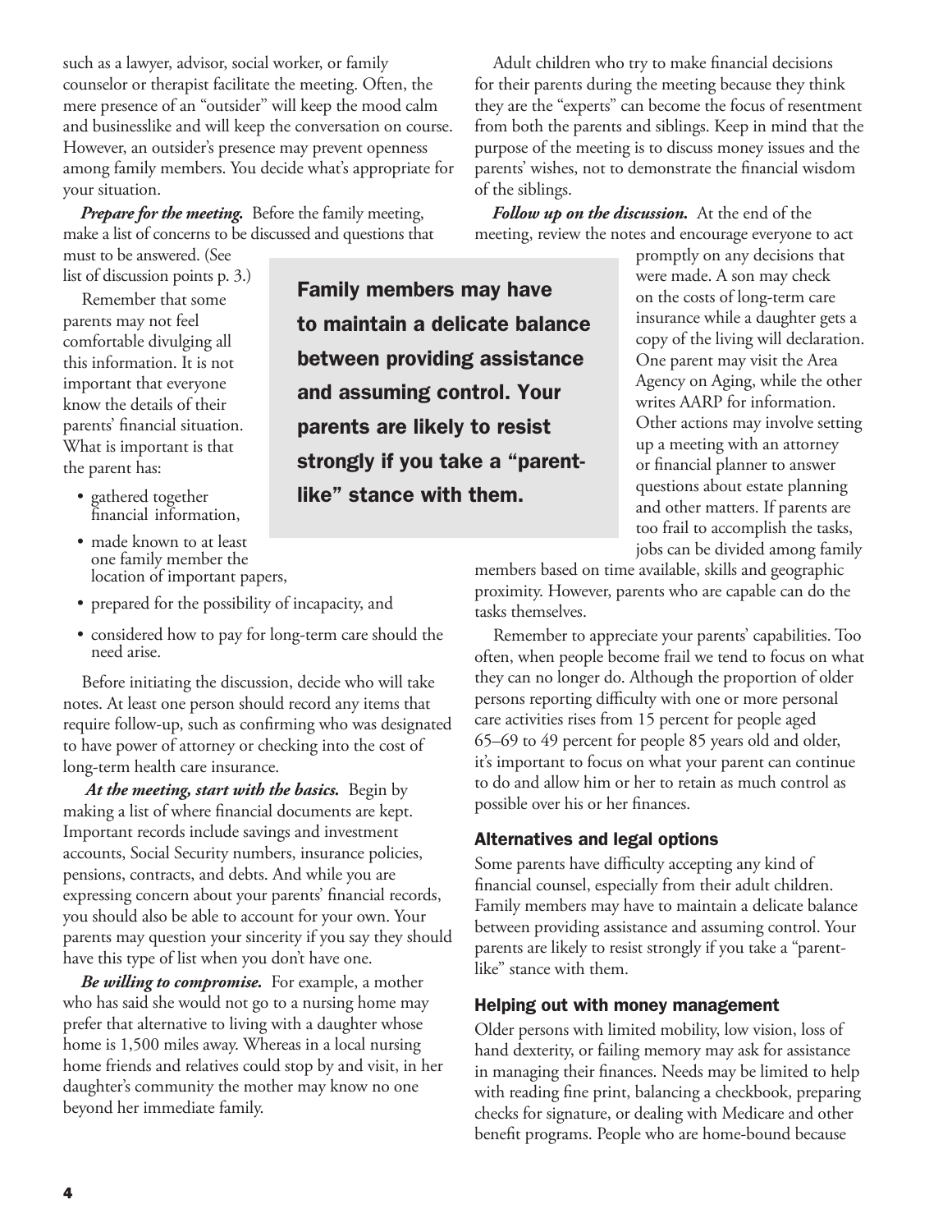such as a lawyer, advisor, social worker, or family counselor or therapist facilitate the meeting. Often, the mere presence of an "outsider" will keep the mood calm and businesslike and will keep the conversation on course. However, an outsider's presence may prevent openness among family members. You decide what's appropriate for your situation.

***Prepare for the meeting.*** Before the family meeting, make a list of concerns to be discussed and questions that must to be answered. (See list of discussion points p. 3.)

Remember that some parents may not feel comfortable divulging all this information. It is not important that everyone know the details of their parents' financial situation. What is important is that the parent has:

- gathered together financial information,
- made known to at least one family member the location of important papers,
- prepared for the possibility of incapacity, and
- considered how to pay for long-term care should the need arise.

Before initiating the discussion, decide who will take notes. At least one person should record any items that require follow-up, such as confirming who was designated to have power of attorney or checking into the cost of long-term health care insurance.

***At the meeting, start with the basics.*** Begin by making a list of where financial documents are kept. Important records include savings and investment accounts, Social Security numbers, insurance policies, pensions, contracts, and debts. And while you are expressing concern about your parents' financial records, you should also be able to account for your own. Your parents may question your sincerity if you say they should have this type of list when you don't have one.

***Be willing to compromise.*** For example, a mother who has said she would not go to a nursing home may prefer that alternative to living with a daughter whose home is 1,500 miles away. Whereas in a local nursing home friends and relatives could stop by and visit, in her daughter's community the mother may know no one beyond her immediate family.

Adult children who try to make financial decisions for their parents during the meeting because they think they are the "experts" can become the focus of resentment from both the parents and siblings. Keep in mind that the purpose of the meeting is to discuss money issues and the parents' wishes, not to demonstrate the financial wisdom of the siblings.

***Follow up on the discussion.*** At the end of the meeting, review the notes and encourage everyone to act promptly on any decisions that were made. A son may check on the costs of long-term care insurance while a daughter gets a copy of the living will declaration. One parent may visit the Area Agency on Aging, while the other writes AARP for information. Other actions may involve setting up a meeting with an attorney or financial planner to answer questions about estate planning and other matters. If parents are too frail to accomplish the tasks, jobs can be divided among family members based on time available, skills and geographic proximity. However, parents who are capable can do the tasks themselves.

Remember to appreciate your parents' capabilities. Too often, when people become frail we tend to focus on what they can no longer do. Although the proportion of older persons reporting difficulty with one or more personal care activities rises from 15 percent for people aged 65–69 to 49 percent for people 85 years old and older, it's important to focus on what your parent can continue to do and allow him or her to retain as much control as possible over his or her finances.

**Family members may have to maintain a delicate balance between providing assistance and assuming control. Your parents are likely to resist strongly if you take a "parent-like" stance with them.**

### Alternatives and legal options

Some parents have difficulty accepting any kind of financial counsel, especially from their adult children. Family members may have to maintain a delicate balance between providing assistance and assuming control. Your parents are likely to resist strongly if you take a "parent-like" stance with them.

### Helping out with money management

Older persons with limited mobility, low vision, loss of hand dexterity, or failing memory may ask for assistance in managing their finances. Needs may be limited to help with reading fine print, balancing a checkbook, preparing checks for signature, or dealing with Medicare and other benefit programs. People who are home-bound because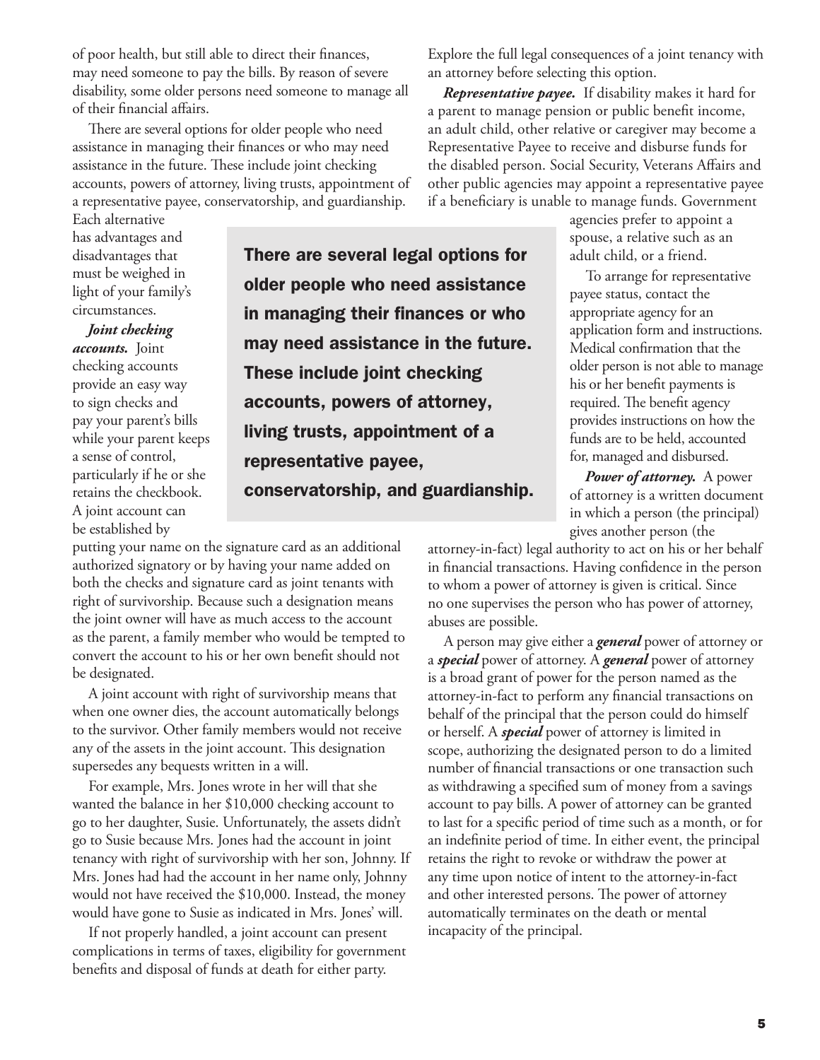of poor health, but still able to direct their finances, may need someone to pay the bills. By reason of severe disability, some older persons need someone to manage all of their financial affairs.

There are several options for older people who need assistance in managing their finances or who may need assistance in the future. These include joint checking accounts, powers of attorney, living trusts, appointment of a representative payee, conservatorship, and guardianship. Each alternative has advantages and disadvantages that must be weighed in light of your family's circumstances.

**There are several legal options for older people who need assistance in managing their finances or who may need assistance in the future. These include joint checking accounts, powers of attorney, living trusts, appointment of a representative payee, conservatorship, and guardianship.**

***Joint checking accounts.*** Joint checking accounts provide an easy way to sign checks and pay your parent's bills while your parent keeps a sense of control, particularly if he or she retains the checkbook. A joint account can be established by putting your name on the signature card as an additional authorized signatory or by having your name added on both the checks and signature card as joint tenants with right of survivorship. Because such a designation means the joint owner will have as much access to the account as the parent, a family member who would be tempted to convert the account to his or her own benefit should not be designated.

A joint account with right of survivorship means that when one owner dies, the account automatically belongs to the survivor. Other family members would not receive any of the assets in the joint account. This designation supersedes any bequests written in a will.

For example, Mrs. Jones wrote in her will that she wanted the balance in her $10,000 checking account to go to her daughter, Susie. Unfortunately, the assets didn't go to Susie because Mrs. Jones had the account in joint tenancy with right of survivorship with her son, Johnny. If Mrs. Jones had had the account in her name only, Johnny would not have received the $10,000. Instead, the money would have gone to Susie as indicated in Mrs. Jones' will.

If not properly handled, a joint account can present complications in terms of taxes, eligibility for government benefits and disposal of funds at death for either party. Explore the full legal consequences of a joint tenancy with an attorney before selecting this option.

***Representative payee.*** If disability makes it hard for a parent to manage pension or public benefit income, an adult child, other relative or caregiver may become a Representative Payee to receive and disburse funds for the disabled person. Social Security, Veterans Affairs and other public agencies may appoint a representative payee if a beneficiary is unable to manage funds. Government agencies prefer to appoint a spouse, a relative such as an adult child, or a friend.

To arrange for representative payee status, contact the appropriate agency for an application form and instructions. Medical confirmation that the older person is not able to manage his or her benefit payments is required. The benefit agency provides instructions on how the funds are to be held, accounted for, managed and disbursed.

***Power of attorney.*** A power of attorney is a written document in which a person (the principal) gives another person (the attorney-in-fact) legal authority to act on his or her behalf in financial transactions. Having confidence in the person to whom a power of attorney is given is critical. Since no one supervises the person who has power of attorney, abuses are possible.

A person may give either a ***general*** power of attorney or a ***special*** power of attorney. A ***general*** power of attorney is a broad grant of power for the person named as the attorney-in-fact to perform any financial transactions on behalf of the principal that the person could do himself or herself. A ***special*** power of attorney is limited in scope, authorizing the designated person to do a limited number of financial transactions or one transaction such as withdrawing a specified sum of money from a savings account to pay bills. A power of attorney can be granted to last for a specific period of time such as a month, or for an indefinite period of time. In either event, the principal retains the right to revoke or withdraw the power at any time upon notice of intent to the attorney-in-fact and other interested persons. The power of attorney automatically terminates on the death or mental incapacity of the principal.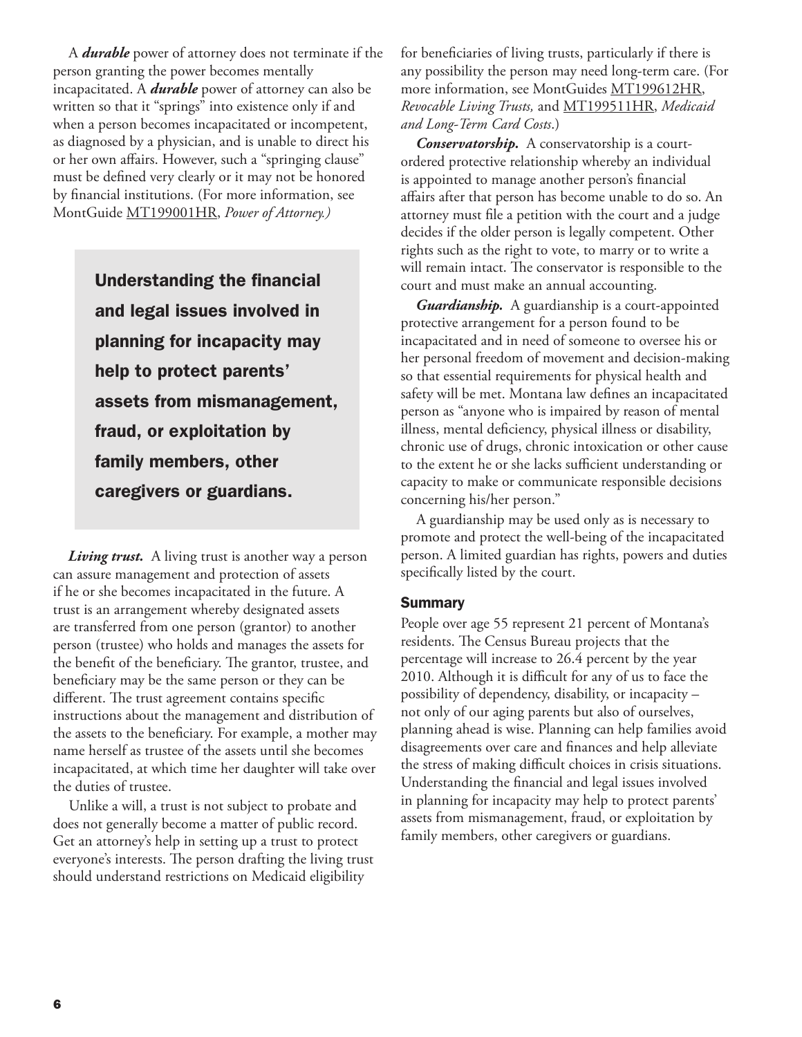A ***durable*** power of attorney does not terminate if the person granting the power becomes mentally incapacitated. A ***durable*** power of attorney can also be written so that it "springs" into existence only if and when a person becomes incapacitated or incompetent, as diagnosed by a physician, and is unable to direct his or her own affairs. However, such a "springing clause" must be defined very clearly or it may not be honored by financial institutions. (For more information, see MontGuide MT199001HR, *Power of Attorney.)*

**Understanding the financial and legal issues involved in planning for incapacity may help to protect parents' assets from mismanagement, fraud, or exploitation by family members, other caregivers or guardians.**

***Living trust.*** A living trust is another way a person can assure management and protection of assets if he or she becomes incapacitated in the future. A trust is an arrangement whereby designated assets are transferred from one person (grantor) to another person (trustee) who holds and manages the assets for the benefit of the beneficiary. The grantor, trustee, and beneficiary may be the same person or they can be different. The trust agreement contains specific instructions about the management and distribution of the assets to the beneficiary. For example, a mother may name herself as trustee of the assets until she becomes incapacitated, at which time her daughter will take over the duties of trustee.

Unlike a will, a trust is not subject to probate and does not generally become a matter of public record. Get an attorney's help in setting up a trust to protect everyone's interests. The person drafting the living trust should understand restrictions on Medicaid eligibility for beneficiaries of living trusts, particularly if there is any possibility the person may need long-term care. (For more information, see MontGuides MT199612HR, *Revocable Living Trusts,* and MT199511HR, *Medicaid and Long-Term Card Costs*.)

***Conservatorship.*** A conservatorship is a court-ordered protective relationship whereby an individual is appointed to manage another person's financial affairs after that person has become unable to do so. An attorney must file a petition with the court and a judge decides if the older person is legally competent. Other rights such as the right to vote, to marry or to write a will remain intact. The conservator is responsible to the court and must make an annual accounting.

***Guardianship.*** A guardianship is a court-appointed protective arrangement for a person found to be incapacitated and in need of someone to oversee his or her personal freedom of movement and decision-making so that essential requirements for physical health and safety will be met. Montana law defines an incapacitated person as "anyone who is impaired by reason of mental illness, mental deficiency, physical illness or disability, chronic use of drugs, chronic intoxication or other cause to the extent he or she lacks sufficient understanding or capacity to make or communicate responsible decisions concerning his/her person."

A guardianship may be used only as is necessary to promote and protect the well-being of the incapacitated person. A limited guardian has rights, powers and duties specifically listed by the court.

### Summary

People over age 55 represent 21 percent of Montana's residents. The Census Bureau projects that the percentage will increase to 26.4 percent by the year 2010. Although it is difficult for any of us to face the possibility of dependency, disability, or incapacity – not only of our aging parents but also of ourselves, planning ahead is wise. Planning can help families avoid disagreements over care and finances and help alleviate the stress of making difficult choices in crisis situations. Understanding the financial and legal issues involved in planning for incapacity may help to protect parents' assets from mismanagement, fraud, or exploitation by family members, other caregivers or guardians.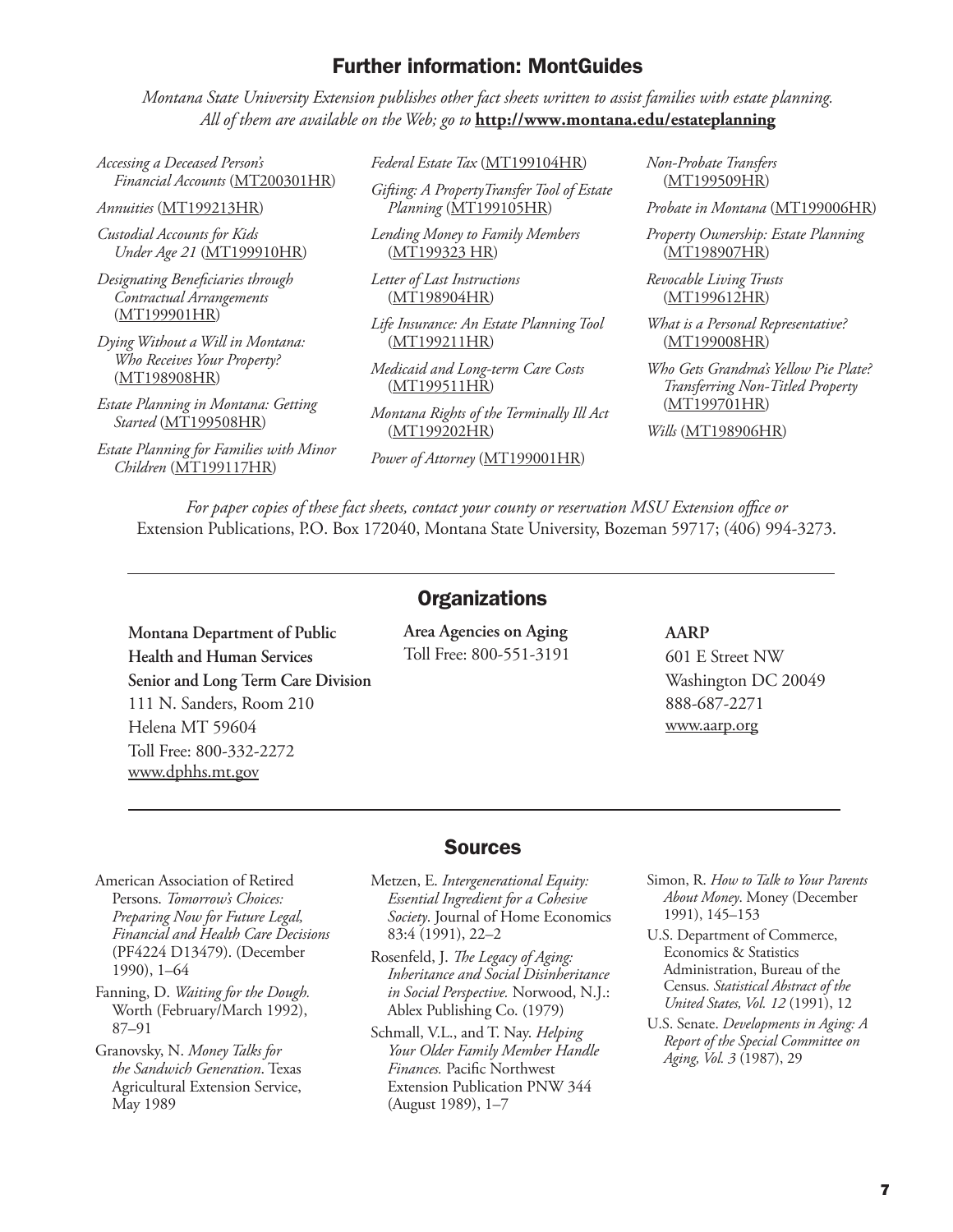## Further information: MontGuides

*Montana State University Extension publishes other fact sheets written to assist families with estate planning. All of them are available on the Web; go to* **http://www.montana.edu/estateplanning**

*Accessing a Deceased Person's Financial Accounts* (MT200301HR)

*Annuities* (MT199213HR)

*Custodial Accounts for Kids Under Age 21* (MT199910HR)

*Designating Beneficiaries through Contractual Arrangements* (MT199901HR)

*Dying Without a Will in Montana: Who Receives Your Property?* (MT198908HR)

*Estate Planning in Montana: Getting Started* (MT199508HR)

*Estate Planning for Families with Minor Children* (MT199117HR)

*Federal Estate Tax* (MT199104HR)

*Gifting: A PropertyTransfer Tool of Estate Planning* (MT199105HR)

*Lending Money to Family Members* (MT199323 HR)

*Letter of Last Instructions* (MT198904HR)

*Life Insurance: An Estate Planning Tool* (MT199211HR)

*Medicaid and Long-term Care Costs* (MT199511HR)

*Montana Rights of the Terminally Ill Act* (MT199202HR)

*Power of Attorney* (MT199001HR)

*Non-Probate Transfers* (MT199509HR)

*Probate in Montana* (MT199006HR)

*Property Ownership: Estate Planning* (MT198907HR)

*Revocable Living Trusts* (MT199612HR)

*What is a Personal Representative?* (MT199008HR)

*Who Gets Grandma's Yellow Pie Plate? Transferring Non-Titled Property* (MT199701HR)

*Wills* (MT198906HR)

*For paper copies of these fact sheets, contact your county or reservation MSU Extension office or* Extension Publications, P.O. Box 172040, Montana State University, Bozeman 59717; (406) 994-3273.

## Organizations

**Montana Department of Public Health and Human Services**
**Senior and Long Term Care Division**
111 N. Sanders, Room 210
Helena MT 59604
Toll Free: 800-332-2272
www.dphhs.mt.gov

**Area Agencies on Aging**
Toll Free: 800-551-3191

**AARP**
601 E Street NW
Washington DC 20049
888-687-2271
www.aarp.org

## Sources

American Association of Retired Persons. *Tomorrow's Choices: Preparing Now for Future Legal, Financial and Health Care Decisions* (PF4224 D13479). (December 1990), 1–64

Fanning, D. *Waiting for the Dough.* Worth (February/March 1992), 87–91

Granovsky, N. *Money Talks for the Sandwich Generation*. Texas Agricultural Extension Service, May 1989

Metzen, E. *Intergenerational Equity: Essential Ingredient for a Cohesive Society*. Journal of Home Economics 83:4 (1991), 22–2

Rosenfeld, J. *The Legacy of Aging: Inheritance and Social Disinheritance in Social Perspective.* Norwood, N.J.: Ablex Publishing Co. (1979)

Schmall, V.L., and T. Nay. *Helping Your Older Family Member Handle Finances.* Pacific Northwest Extension Publication PNW 344 (August 1989), 1–7

Simon, R. *How to Talk to Your Parents About Money*. Money (December 1991), 145–153

U.S. Department of Commerce, Economics & Statistics Administration, Bureau of the Census. *Statistical Abstract of the United States, Vol. 12* (1991), 12

U.S. Senate. *Developments in Aging: A Report of the Special Committee on Aging, Vol. 3* (1987), 29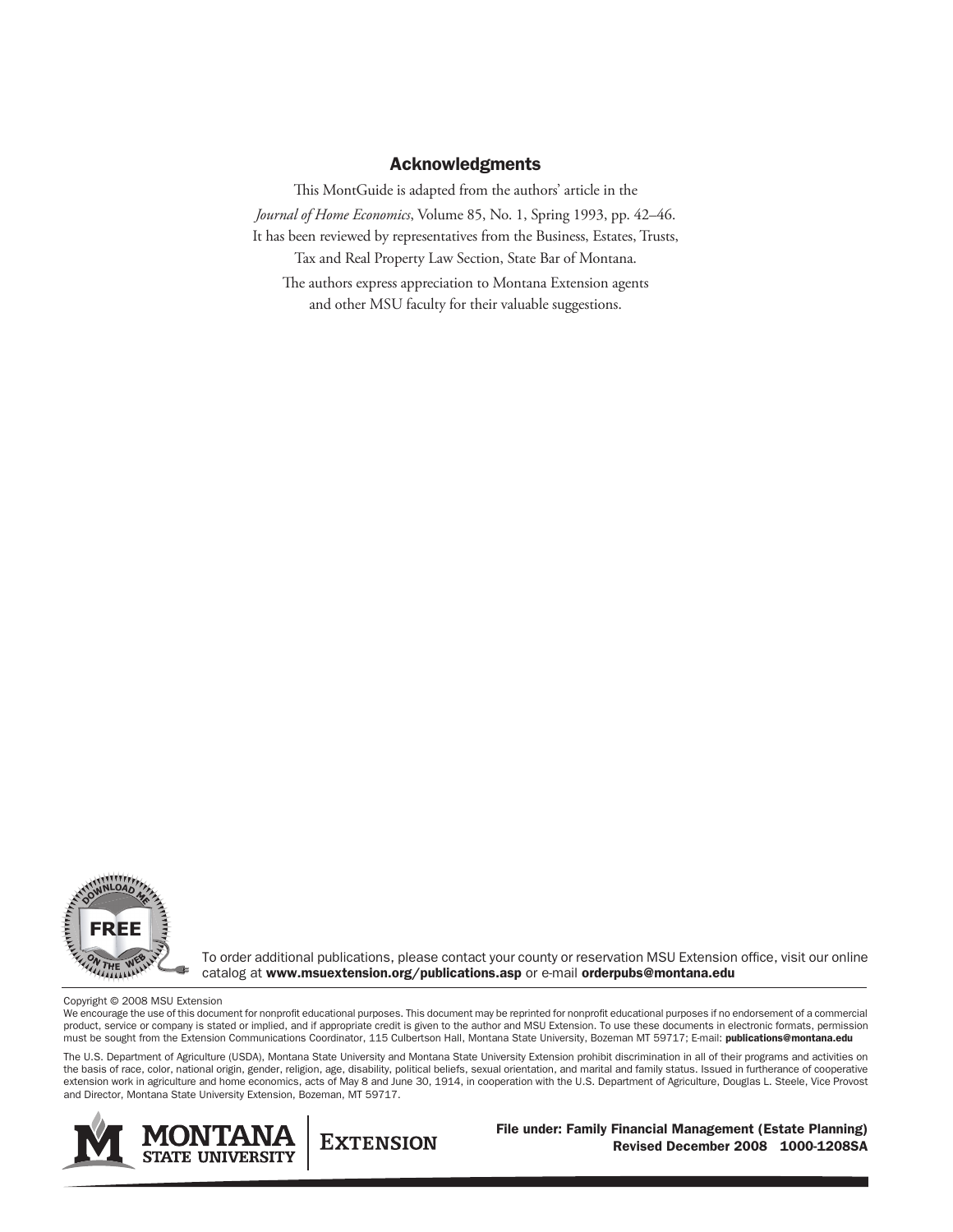## Acknowledgments

This MontGuide is adapted from the authors' article in the *Journal of Home Economics*, Volume 85, No. 1, Spring 1993, pp. 42–46. It has been reviewed by representatives from the Business, Estates, Trusts, Tax and Real Property Law Section, State Bar of Montana.

The authors express appreciation to Montana Extension agents and other MSU faculty for their valuable suggestions.

To order additional publications, please contact your county or reservation MSU Extension office, visit our online catalog at **www.msuextension.org/publications.asp** or e-mail **orderpubs@montana.edu**

Copyright © 2008 MSU Extension

We encourage the use of this document for nonprofit educational purposes. This document may be reprinted for nonprofit educational purposes if no endorsement of a commercial product, service or company is stated or implied, and if appropriate credit is given to the author and MSU Extension. To use these documents in electronic formats, permission must be sought from the Extension Communications Coordinator, 115 Culbertson Hall, Montana State University, Bozeman MT 59717; E-mail: **publications@montana.edu**

The U.S. Department of Agriculture (USDA), Montana State University and Montana State University Extension prohibit discrimination in all of their programs and activities on the basis of race, color, national origin, gender, religion, age, disability, political beliefs, sexual orientation, and marital and family status. Issued in furtherance of cooperative extension work in agriculture and home economics, acts of May 8 and June 30, 1914, in cooperation with the U.S. Department of Agriculture, Douglas L. Steele, Vice Provost and Director, Montana State University Extension, Bozeman, MT 59717.

MONTANA STATE UNIVERSITY | EXTENSION

**File under: Family Financial Management (Estate Planning)**
**Revised December 2008 1000-1208SA**